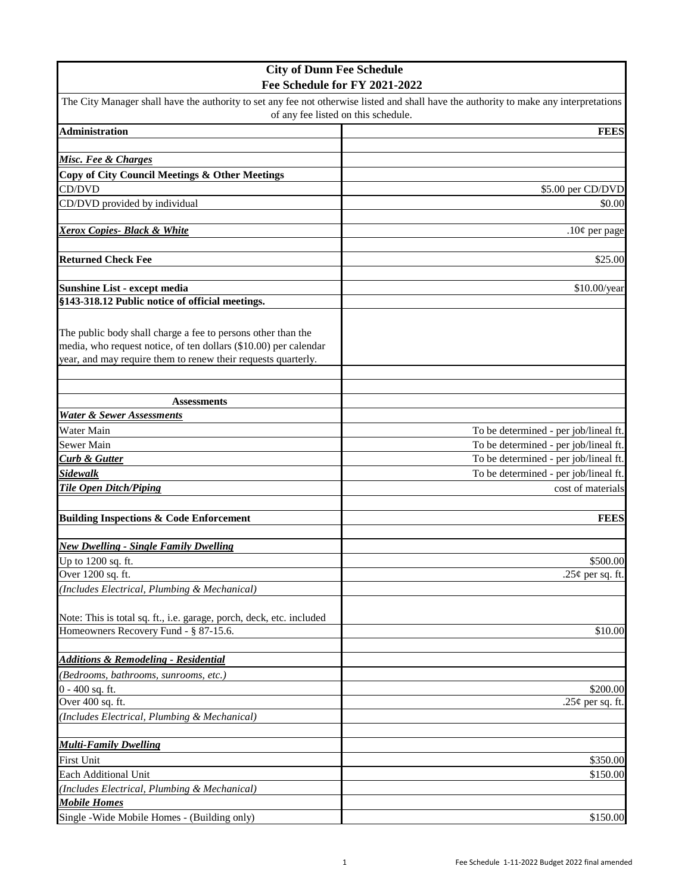# City of Dunn Fee Schedule
## Fee Schedule for FY 2021-2022

The City Manager shall have the authority to set any fee not otherwise listed and shall have the authority to make any interpretations of any fee listed on this schedule.

| **Administration** | **FEES** |
|---|---|
| | |
| ***Misc. Fee & Charges*** | |
| **Copy of City Council Meetings & Other Meetings** | |
| CD/DVD | $5.00 per CD/DVD |
| CD/DVD provided by individual | $0.00 |
| | |
| ***Xerox Copies- Black & White*** | .10¢ per page |
| | |
| **Returned Check Fee** | $25.00 |
| | |
| **Sunshine List - except media** | $10.00/year |
| **§143-318.12 Public notice of official meetings.** | |
| The public body shall charge a fee to persons other than the media, who request notice, of ten dollars ($10.00) per calendar year, and may require them to renew their requests quarterly. | |
| | |
| | |
| **Assessments** | |
| ***Water & Sewer Assessments*** | |
| Water Main | To be determined - per job/lineal ft. |
| Sewer Main | To be determined - per job/lineal ft. |
| ***Curb & Gutter*** | To be determined - per job/lineal ft. |
| ***Sidewalk*** | To be determined - per job/lineal ft. |
| ***Tile Open Ditch/Piping*** | cost of materials |
| | |
| **Building Inspections & Code Enforcement** | **FEES** |
| | |
| ***New Dwelling - Single Family Dwelling*** | |
| Up to 1200 sq. ft. | $500.00 |
| Over 1200 sq. ft. | .25¢ per sq. ft. |
| *(Includes Electrical, Plumbing & Mechanical)* | |
| Note: This is total sq. ft., i.e. garage, porch, deck, etc. included | |
| Homeowners Recovery Fund - § 87-15.6. | $10.00 |
| | |
| ***Additions & Remodeling - Residential*** | |
| *(Bedrooms, bathrooms, sunrooms, etc.)* | |
| 0 - 400 sq. ft. | $200.00 |
| Over 400 sq. ft. | .25¢ per sq. ft. |
| *(Includes Electrical, Plumbing & Mechanical)* | |
| | |
| ***Multi-Family Dwelling*** | |
| First Unit | $350.00 |
| Each Additional Unit | $150.00 |
| *(Includes Electrical, Plumbing & Mechanical)* | |
| ***Mobile Homes*** | |
| Single -Wide Mobile Homes - (Building only) | $150.00 |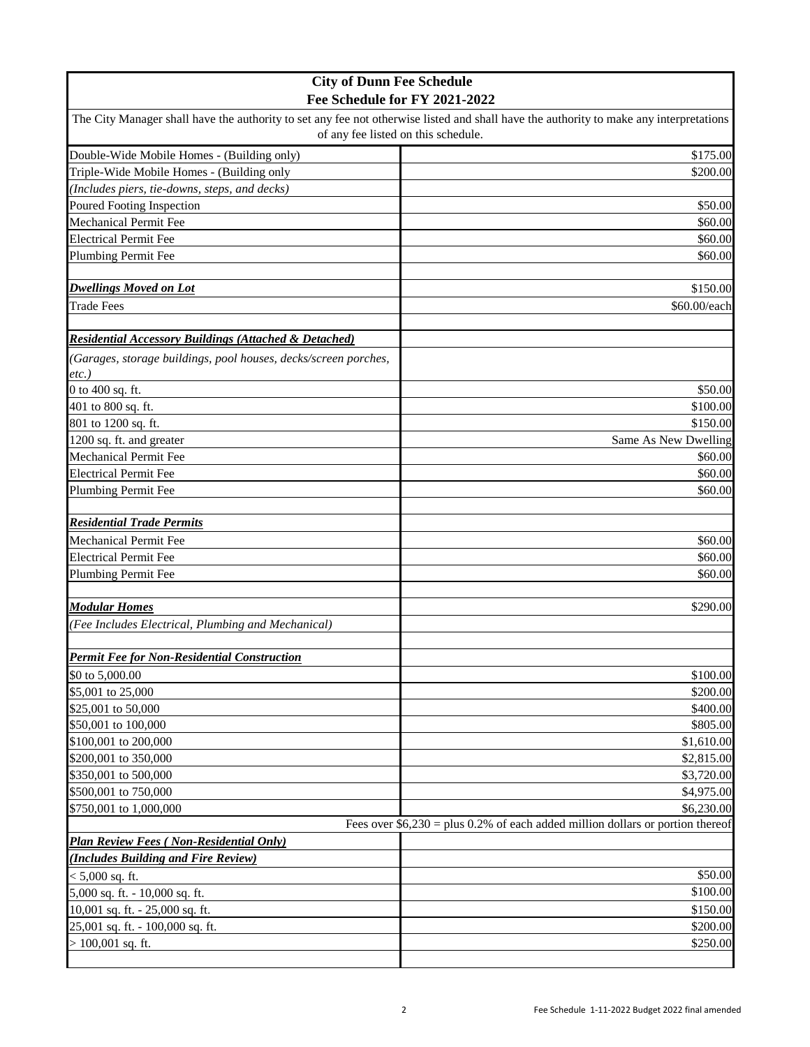# City of Dunn Fee Schedule
## Fee Schedule for FY 2021-2022

The City Manager shall have the authority to set any fee not otherwise listed and shall have the authority to make any interpretations of any fee listed on this schedule.

| | |
|---|---|
| Double-Wide Mobile Homes - (Building only) | $175.00 |
| Triple-Wide Mobile Homes - (Building only | $200.00 |
| *(Includes piers, tie-downs, steps, and decks)* | |
| Poured Footing Inspection | $50.00 |
| Mechanical Permit Fee | $60.00 |
| Electrical Permit Fee | $60.00 |
| Plumbing Permit Fee | $60.00 |
| | |
| ***Dwellings Moved on Lot*** | $150.00 |
| Trade Fees | $60.00/each |
| | |
| ***Residential Accessory Buildings (Attached & Detached)*** | |
| *(Garages, storage buildings, pool houses, decks/screen porches, etc.)* | |
| 0 to 400 sq. ft. | $50.00 |
| 401 to 800 sq. ft. | $100.00 |
| 801 to 1200 sq. ft. | $150.00 |
| 1200 sq. ft. and greater | Same As New Dwelling |
| Mechanical Permit Fee | $60.00 |
| Electrical Permit Fee | $60.00 |
| Plumbing Permit Fee | $60.00 |
| | |
| ***Residential Trade Permits*** | |
| Mechanical Permit Fee | $60.00 |
| Electrical Permit Fee | $60.00 |
| Plumbing Permit Fee | $60.00 |
| | |
| ***Modular Homes*** | $290.00 |
| *(Fee Includes Electrical, Plumbing and Mechanical)* | |
| | |
| ***Permit Fee for Non-Residential Construction*** | |
| $0 to 5,000.00 | $100.00 |
| $5,001 to 25,000 | $200.00 |
| $25,001 to 50,000 | $400.00 |
| $50,001 to 100,000 | $805.00 |
| $100,001 to 200,000 | $1,610.00 |
| $200,001 to 350,000 | $2,815.00 |
| $350,001 to 500,000 | $3,720.00 |
| $500,001 to 750,000 | $4,975.00 |
| $750,001 to 1,000,000 | $6,230.00 |
| | Fees over $6,230 = plus 0.2% of each added million dollars or portion thereof |
| ***Plan Review Fees ( Non-Residential Only)*** | |
| ***(Includes Building and Fire Review)*** | |
| < 5,000 sq. ft. | $50.00 |
| 5,000 sq. ft. - 10,000 sq. ft. | $100.00 |
| 10,001 sq. ft. - 25,000 sq. ft. | $150.00 |
| 25,001 sq. ft. - 100,000 sq. ft. | $200.00 |
| > 100,001 sq. ft. | $250.00 |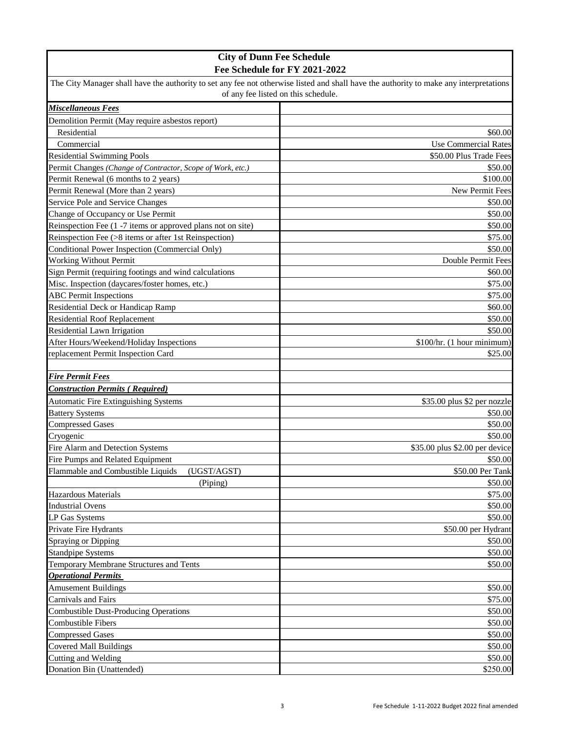# City of Dunn Fee Schedule
## Fee Schedule for FY 2021-2022

The City Manager shall have the authority to set any fee not otherwise listed and shall have the authority to make any interpretations of any fee listed on this schedule.

| ***Miscellaneous Fees*** | |
|---|---|
| Demolition Permit (May require asbestos report) | |
| Residential | $60.00 |
| Commercial | Use Commercial Rates |
| Residential Swimming Pools | $50.00 Plus Trade Fees |
| Permit Changes *(Change of Contractor, Scope of Work, etc.)* | $50.00 |
| Permit Renewal (6 months to 2 years) | $100.00 |
| Permit Renewal (More than 2 years) | New Permit Fees |
| Service Pole and Service Changes | $50.00 |
| Change of Occupancy or Use Permit | $50.00 |
| Reinspection Fee (1 -7 items or approved plans not on site) | $50.00 |
| Reinspection Fee (>8 items or after 1st Reinspection) | $75.00 |
| Conditional Power Inspection (Commercial Only) | $50.00 |
| Working Without Permit | Double Permit Fees |
| Sign Permit (requiring footings and wind calculations | $60.00 |
| Misc. Inspection (daycares/foster homes, etc.) | $75.00 |
| ABC Permit Inspections | $75.00 |
| Residential Deck or Handicap Ramp | $60.00 |
| Residential Roof Replacement | $50.00 |
| Residential Lawn Irrigation | $50.00 |
| After Hours/Weekend/Holiday Inspections | $100/hr. (1 hour minimum) |
| replacement Permit Inspection Card | $25.00 |
| | |
| ***Fire Permit Fees*** | |
| ***Construction Permits ( Required)*** | |
| Automatic Fire Extinguishing Systems | $35.00 plus $2 per nozzle |
| Battery Systems | $50.00 |
| Compressed Gases | $50.00 |
| Cryogenic | $50.00 |
| Fire Alarm and Detection Systems | $35.00 plus $2.00 per device |
| Fire Pumps and Related Equipment | $50.00 |
| Flammable and Combustible Liquids (UGST/AGST) | $50.00 Per Tank |
| (Piping) | $50.00 |
| Hazardous Materials | $75.00 |
| Industrial Ovens | $50.00 |
| LP Gas Systems | $50.00 |
| Private Fire Hydrants | $50.00 per Hydrant |
| Spraying or Dipping | $50.00 |
| Standpipe Systems | $50.00 |
| Temporary Membrane Structures and Tents | $50.00 |
| ***Operational Permits*** | |
| Amusement Buildings | $50.00 |
| Carnivals and Fairs | $75.00 |
| Combustible Dust-Producing Operations | $50.00 |
| Combustible Fibers | $50.00 |
| Compressed Gases | $50.00 |
| Covered Mall Buildings | $50.00 |
| Cutting and Welding | $50.00 |
| Donation Bin (Unattended) | $250.00 |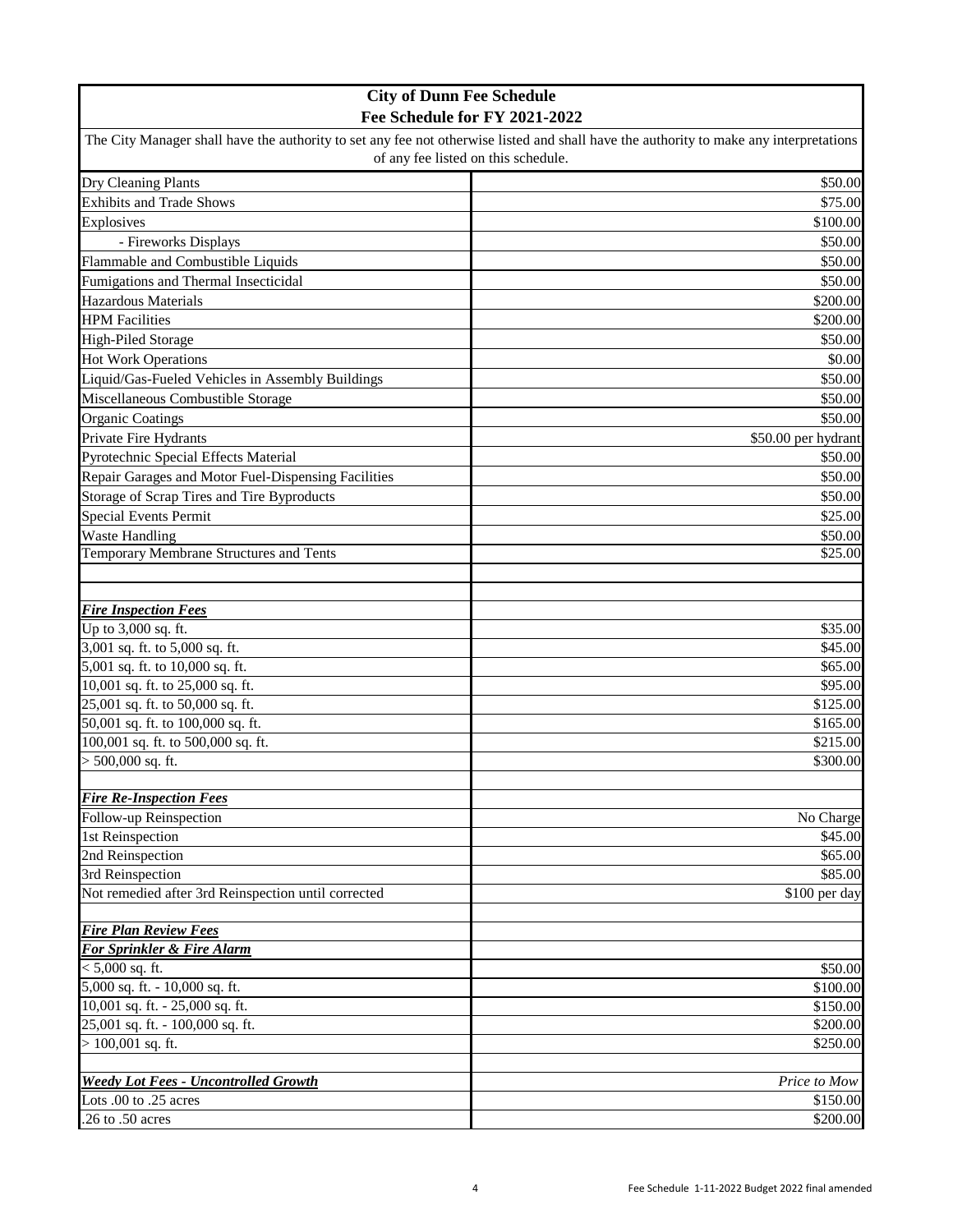| City of Dunn Fee Schedule<br>Fee Schedule for FY 2021-2022 | |
|---|---|
| The City Manager shall have the authority to set any fee not otherwise listed and shall have the authority to make any interpretations of any fee listed on this schedule. | |
| Dry Cleaning Plants | $50.00 |
| Exhibits and Trade Shows | $75.00 |
| Explosives | $100.00 |
| - Fireworks Displays | $50.00 |
| Flammable and Combustible Liquids | $50.00 |
| Fumigations and Thermal Insecticidal | $50.00 |
| Hazardous Materials | $200.00 |
| HPM Facilities | $200.00 |
| High-Piled Storage | $50.00 |
| Hot Work Operations | $0.00 |
| Liquid/Gas-Fueled Vehicles in Assembly Buildings | $50.00 |
| Miscellaneous Combustible Storage | $50.00 |
| Organic Coatings | $50.00 |
| Private Fire Hydrants | $50.00 per hydrant |
| Pyrotechnic Special Effects Material | $50.00 |
| Repair Garages and Motor Fuel-Dispensing Facilities | $50.00 |
| Storage of Scrap Tires and Tire Byproducts | $50.00 |
| Special Events Permit | $25.00 |
| Waste Handling | $50.00 |
| Temporary Membrane Structures and Tents | $25.00 |
| | |
| | |
| ***Fire Inspection Fees*** | |
| Up to 3,000 sq. ft. | $35.00 |
| 3,001 sq. ft. to 5,000 sq. ft. | $45.00 |
| 5,001 sq. ft. to 10,000 sq. ft. | $65.00 |
| 10,001 sq. ft. to 25,000 sq. ft. | $95.00 |
| 25,001 sq. ft. to 50,000 sq. ft. | $125.00 |
| 50,001 sq. ft. to 100,000 sq. ft. | $165.00 |
| 100,001 sq. ft. to 500,000 sq. ft. | $215.00 |
| > 500,000 sq. ft. | $300.00 |
| | |
| ***Fire Re-Inspection Fees*** | |
| Follow-up Reinspection | No Charge |
| 1st Reinspection | $45.00 |
| 2nd Reinspection | $65.00 |
| 3rd Reinspection | $85.00 |
| Not remedied after 3rd Reinspection until corrected | $100 per day |
| | |
| ***Fire Plan Review Fees*** | |
| ***For Sprinkler & Fire Alarm*** | |
| < 5,000 sq. ft. | $50.00 |
| 5,000 sq. ft. - 10,000 sq. ft. | $100.00 |
| 10,001 sq. ft. - 25,000 sq. ft. | $150.00 |
| 25,001 sq. ft. - 100,000 sq. ft. | $200.00 |
| > 100,001 sq. ft. | $250.00 |
| | |
| ***Weedy Lot Fees - Uncontrolled Growth*** | *Price to Mow* |
| Lots .00 to .25 acres | $150.00 |
| .26 to .50 acres | $200.00 |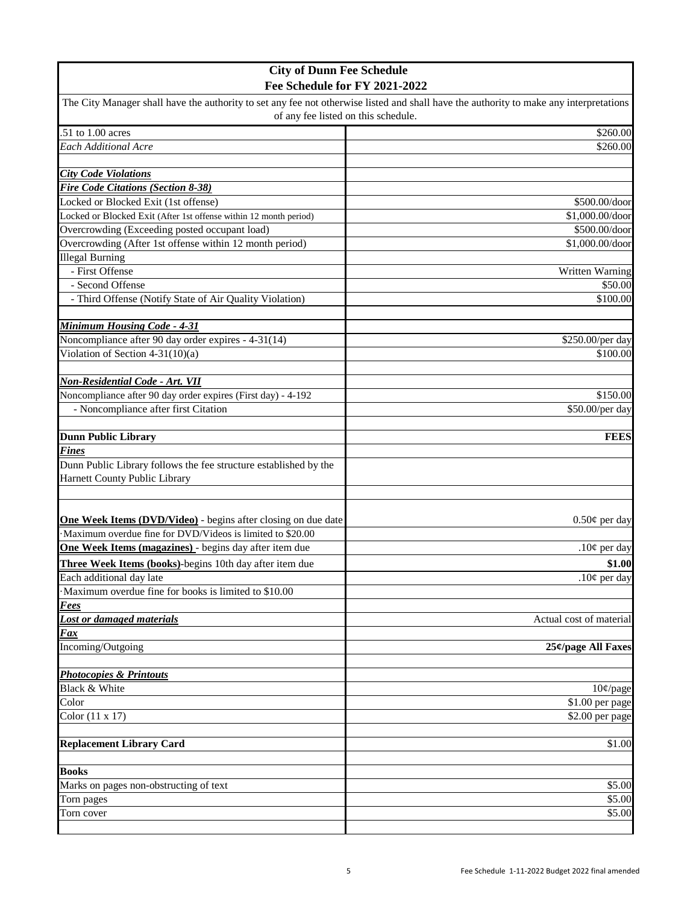## City of Dunn Fee Schedule
## Fee Schedule for FY 2021-2022

The City Manager shall have the authority to set any fee not otherwise listed and shall have the authority to make any interpretations of any fee listed on this schedule.

| | |
|---|---:|
| .51 to 1.00 acres | $260.00 |
| *Each Additional Acre* | $260.00 |
| | |
| ***City Code Violations*** | |
| ***Fire Code Citations (Section 8-38)*** | |
| Locked or Blocked Exit (1st offense) | $500.00/door |
| Locked or Blocked Exit (After 1st offense within 12 month period) | $1,000.00/door |
| Overcrowding (Exceeding posted occupant load) | $500.00/door |
| Overcrowding (After 1st offense within 12 month period) | $1,000.00/door |
| Illegal Burning | |
| - First Offense | Written Warning |
| - Second Offense | $50.00 |
| - Third Offense (Notify State of Air Quality Violation) | $100.00 |
| | |
| ***Minimum Housing Code - 4-31*** | |
| Noncompliance after 90 day order expires - 4-31(14) | $250.00/per day |
| Violation of Section 4-31(10)(a) | $100.00 |
| | |
| ***Non-Residential Code - Art. VII*** | |
| Noncompliance after 90 day order expires (First day) - 4-192 | $150.00 |
| - Noncompliance after first Citation | $50.00/per day |
| | |
| **Dunn Public Library** | **FEES** |
| ***Fines*** | |
| Dunn Public Library follows the fee structure established by the Harnett County Public Library | |
| | |
| **One Week Items (DVD/Video)** - begins after closing on due date | 0.50¢ per day |
| ·Maximum overdue fine for DVD/Videos is limited to $20.00 | |
| **One Week Items (magazines)** - begins day after item due | .10¢ per day |
| **Three Week Items (books)**-begins 10th day after item due | **$1.00** |
| Each additional day late | .10¢ per day |
| ·Maximum overdue fine for books is limited to $10.00 | |
| ***Fees*** | |
| ***Lost or damaged materials*** | Actual cost of material |
| ***Fax*** | |
| Incoming/Outgoing | **25¢/page All Faxes** |
| | |
| ***Photocopies & Printouts*** | |
| Black & White | 10¢/page |
| Color | $1.00 per page |
| Color (11 x 17) | $2.00 per page |
| | |
| **Replacement Library Card** | $1.00 |
| | |
| **Books** | |
| Marks on pages non-obstructing of text | $5.00 |
| Torn pages | $5.00 |
| Torn cover | $5.00 |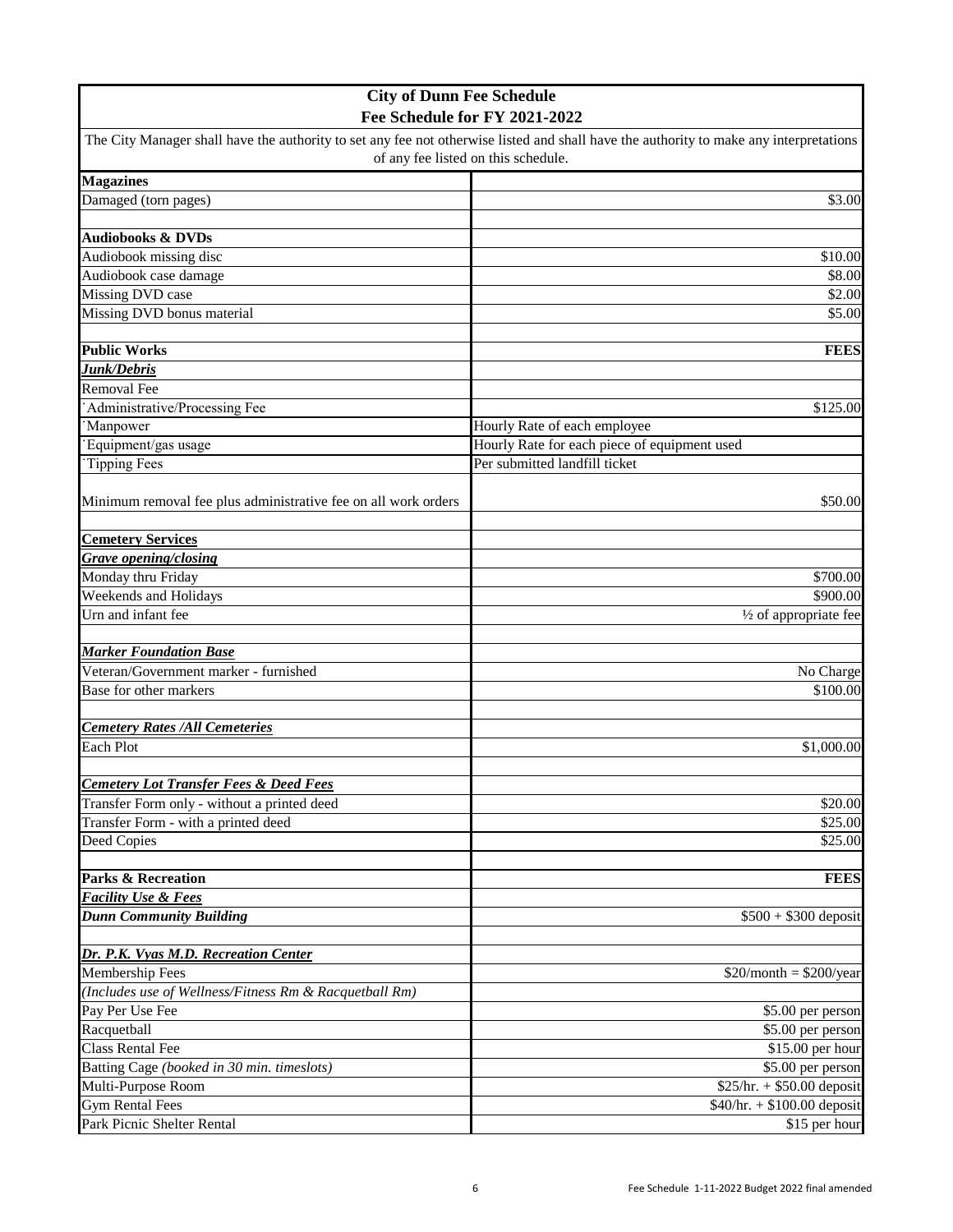| City of Dunn Fee Schedule<br>Fee Schedule for FY 2021-2022 | |
|---|---|
| The City Manager shall have the authority to set any fee not otherwise listed and shall have the authority to make any interpretations of any fee listed on this schedule. | |
| **Magazines** | |
| Damaged (torn pages) | $3.00 |
| | |
| **Audiobooks & DVDs** | |
| Audiobook missing disc | $10.00 |
| Audiobook case damage | $8.00 |
| Missing DVD case | $2.00 |
| Missing DVD bonus material | $5.00 |
| | |
| **Public Works** | **FEES** |
| ***Junk/Debris*** | |
| Removal Fee | |
| ˙Administrative/Processing Fee | $125.00 |
| ˙Manpower | Hourly Rate of each employee |
| ˙Equipment/gas usage | Hourly Rate for each piece of equipment used |
| ˙Tipping Fees | Per submitted landfill ticket |
| Minimum removal fee plus administrative fee on all work orders | $50.00 |
| | |
| **Cemetery Services** | |
| ***Grave opening/closing*** | |
| Monday thru Friday | $700.00 |
| Weekends and Holidays | $900.00 |
| Urn and infant fee | ½ of appropriate fee |
| | |
| ***Marker Foundation Base*** | |
| Veteran/Government marker - furnished | No Charge |
| Base for other markers | $100.00 |
| | |
| ***Cemetery Rates /All Cemeteries*** | |
| Each Plot | $1,000.00 |
| | |
| ***Cemetery Lot Transfer Fees & Deed Fees*** | |
| Transfer Form only - without a printed deed | $20.00 |
| Transfer Form - with a printed deed | $25.00 |
| Deed Copies | $25.00 |
| | |
| **Parks & Recreation** | **FEES** |
| ***Facility Use & Fees*** | |
| ***Dunn Community Building*** | $500 + $300 deposit |
| | |
| ***Dr. P.K. Vyas M.D. Recreation Center*** | |
| Membership Fees | $20/month = $200/year |
| *(Includes use of Wellness/Fitness Rm & Racquetball Rm)* | |
| Pay Per Use Fee | $5.00 per person |
| Racquetball | $5.00 per person |
| Class Rental Fee | $15.00 per hour |
| Batting Cage *(booked in 30 min. timeslots)* | $5.00 per person |
| Multi-Purpose Room | $25/hr. + $50.00 deposit |
| Gym Rental Fees | $40/hr. + $100.00 deposit |
| Park Picnic Shelter Rental | $15 per hour |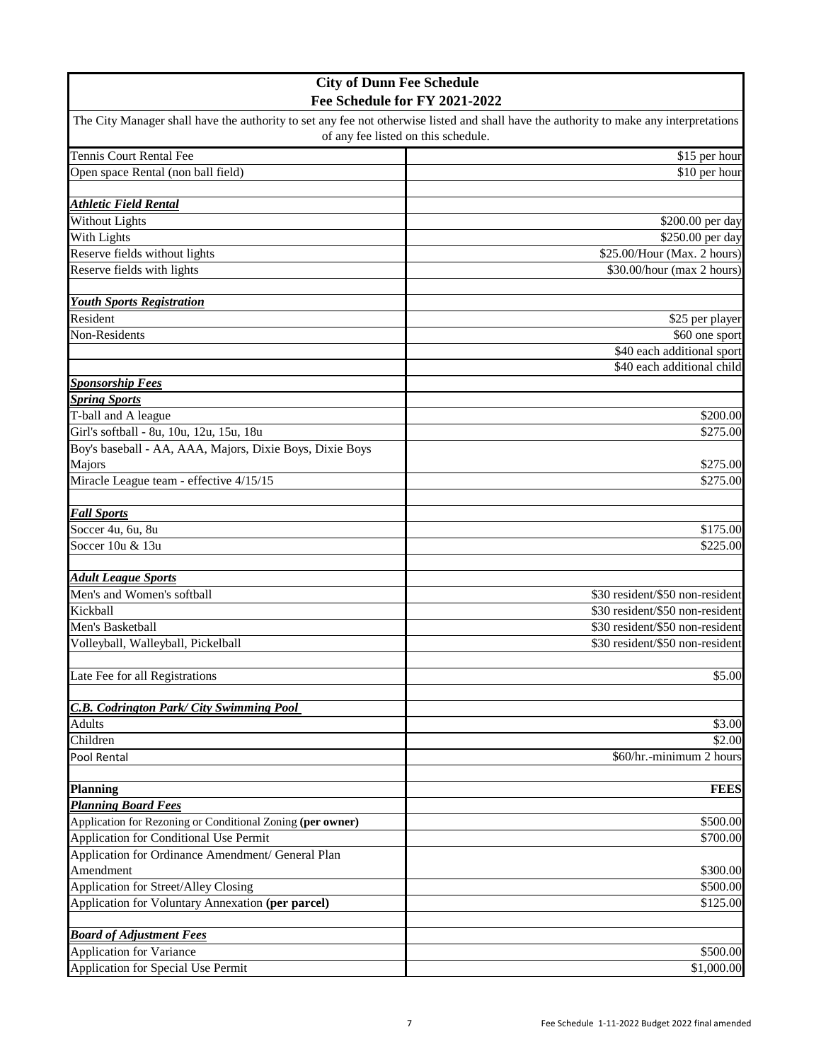| City of Dunn Fee Schedule<br>Fee Schedule for FY 2021-2022 | |
|---|---|
| The City Manager shall have the authority to set any fee not otherwise listed and shall have the authority to make any interpretations of any fee listed on this schedule. | |
| Tennis Court Rental Fee | $15 per hour |
| Open space Rental (non ball field) | $10 per hour |
| | |
| ***Athletic Field Rental*** | |
| Without Lights | $200.00 per day |
| With Lights | $250.00 per day |
| Reserve fields without lights | $25.00/Hour (Max. 2 hours) |
| Reserve fields with lights | $30.00/hour (max 2 hours) |
| | |
| ***Youth Sports Registration*** | |
| Resident | $25 per player |
| Non-Residents | $60 one sport |
| | $40 each additional sport |
| | $40 each additional child |
| ***Sponsorship Fees*** | |
| ***Spring Sports*** | |
| T-ball and A league | $200.00 |
| Girl's softball - 8u, 10u, 12u, 15u, 18u | $275.00 |
| Boy's baseball - AA, AAA, Majors, Dixie Boys, Dixie Boys Majors | $275.00 |
| Miracle League team - effective 4/15/15 | $275.00 |
| | |
| ***Fall Sports*** | |
| Soccer 4u, 6u, 8u | $175.00 |
| Soccer 10u & 13u | $225.00 |
| | |
| ***Adult League Sports*** | |
| Men's and Women's softball | $30 resident/$50 non-resident |
| Kickball | $30 resident/$50 non-resident |
| Men's Basketball | $30 resident/$50 non-resident |
| Volleyball, Walleyball, Pickelball | $30 resident/$50 non-resident |
| | |
| Late Fee for all Registrations | $5.00 |
| | |
| ***C.B. Codrington Park/ City Swimming Pool*** | |
| Adults | $3.00 |
| Children | $2.00 |
| Pool Rental | $60/hr.-minimum 2 hours |
| | |
| **Planning** | **FEES** |
| ***Planning Board Fees*** | |
| Application for Rezoning or Conditional Zoning **(per owner)** | $500.00 |
| Application for Conditional Use Permit | $700.00 |
| Application for Ordinance Amendment/ General Plan Amendment | $300.00 |
| Application for Street/Alley Closing | $500.00 |
| Application for Voluntary Annexation **(per parcel)** | $125.00 |
| | |
| ***Board of Adjustment Fees*** | |
| Application for Variance | $500.00 |
| Application for Special Use Permit | $1,000.00 |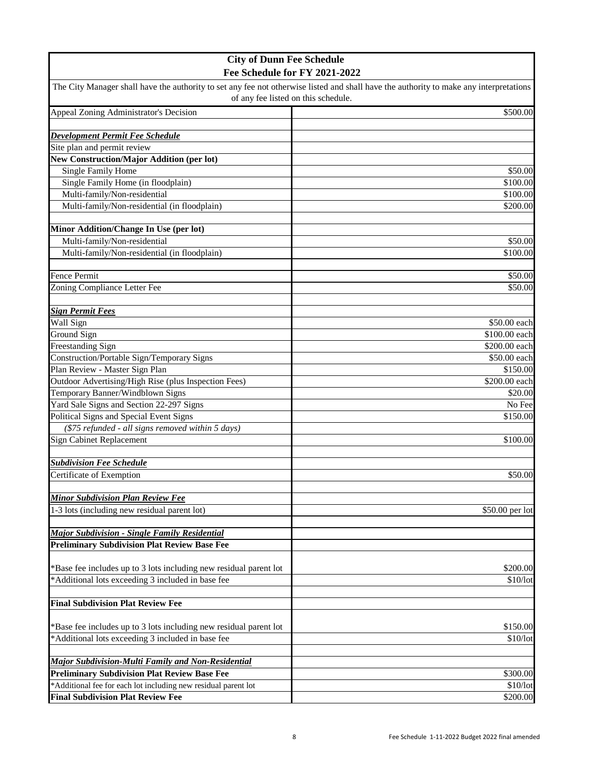# City of Dunn Fee Schedule
## Fee Schedule for FY 2021-2022

The City Manager shall have the authority to set any fee not otherwise listed and shall have the authority to make any interpretations of any fee listed on this schedule.

| Item | Fee |
|---|---|
| Appeal Zoning Administrator's Decision | $500.00 |
| | |
| ***Development Permit Fee Schedule*** | |
| Site plan and permit review | |
| **New Construction/Major Addition (per lot)** | |
| Single Family Home | $50.00 |
| Single Family Home (in floodplain) | $100.00 |
| Multi-family/Non-residential | $100.00 |
| Multi-family/Non-residential (in floodplain) | $200.00 |
| | |
| **Minor Addition/Change In Use (per lot)** | |
| Multi-family/Non-residential | $50.00 |
| Multi-family/Non-residential (in floodplain) | $100.00 |
| | |
| Fence Permit | $50.00 |
| Zoning Compliance Letter Fee | $50.00 |
| | |
| ***Sign Permit Fees*** | |
| Wall Sign | $50.00 each |
| Ground Sign | $100.00 each |
| Freestanding Sign | $200.00 each |
| Construction/Portable Sign/Temporary Signs | $50.00 each |
| Plan Review - Master Sign Plan | $150.00 |
| Outdoor Advertising/High Rise (plus Inspection Fees) | $200.00 each |
| Temporary Banner/Windblown Signs | $20.00 |
| Yard Sale Signs and Section 22-297 Signs | No Fee |
| Political Signs and Special Event Signs | $150.00 |
| *($75 refunded - all signs removed within 5 days)* | |
| Sign Cabinet Replacement | $100.00 |
| | |
| ***Subdivision Fee Schedule*** | |
| Certificate of Exemption | $50.00 |
| | |
| ***Minor Subdivision Plan Review Fee*** | |
| 1-3 lots (including new residual parent lot) | $50.00 per lot |
| | |
| ***Major Subdivision - Single Family Residential*** | |
| **Preliminary Subdivision Plat Review Base Fee** | |
| *Base fee includes up to 3 lots including new residual parent lot | $200.00 |
| *Additional lots exceeding 3 included in base fee | $10/lot |
| | |
| **Final Subdivision Plat Review Fee** | |
| *Base fee includes up to 3 lots including new residual parent lot | $150.00 |
| *Additional lots exceeding 3 included in base fee | $10/lot |
| | |
| ***Major Subdivision-Multi Family and Non-Residential*** | |
| **Preliminary Subdivision Plat Review Base Fee** | $300.00 |
| *Additional fee for each lot including new residual parent lot | $10/lot |
| **Final Subdivision Plat Review Fee** | $200.00 |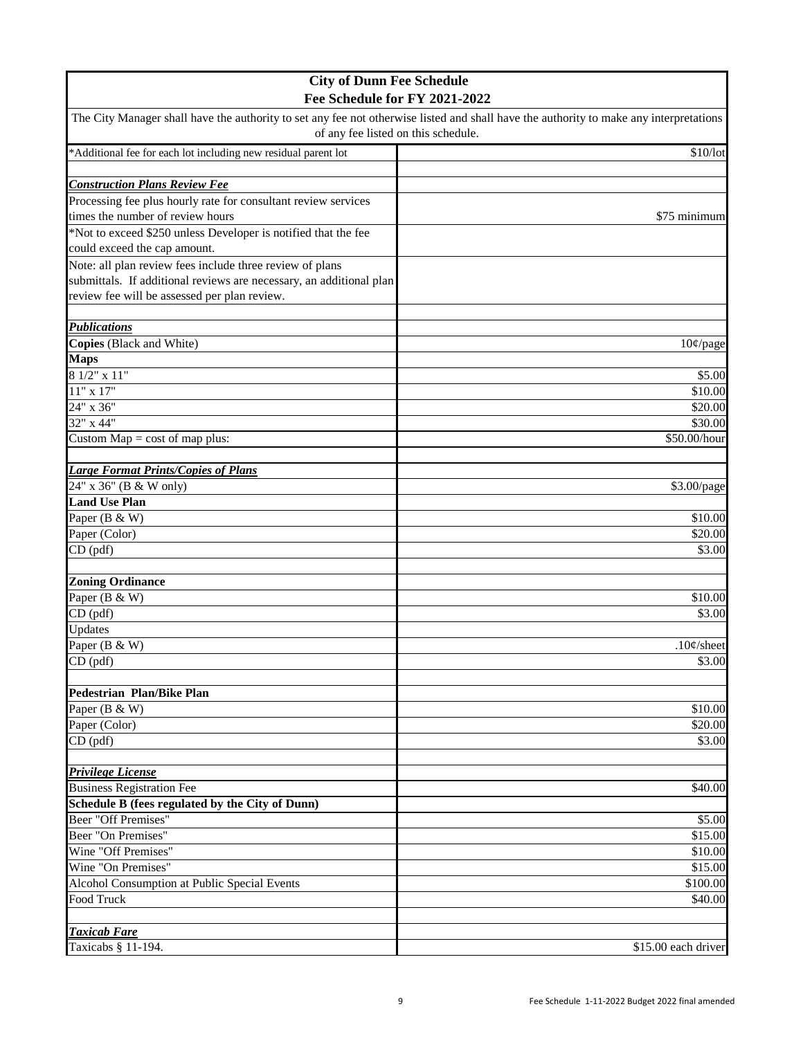| City of Dunn Fee Schedule<br>Fee Schedule for FY 2021-2022 | |
|---|---|
| The City Manager shall have the authority to set any fee not otherwise listed and shall have the authority to make any interpretations of any fee listed on this schedule. | |
| *Additional fee for each lot including new residual parent lot | $10/lot |
| | |
| ***Construction Plans Review Fee*** | |
| Processing fee plus hourly rate for consultant review services times the number of review hours | $75 minimum |
| *Not to exceed $250 unless Developer is notified that the fee could exceed the cap amount. | |
| Note: all plan review fees include three review of plans submittals. If additional reviews are necessary, an additional plan review fee will be assessed per plan review. | |
| | |
| ***Publications*** | |
| **Copies** (Black and White) | 10¢/page |
| **Maps** | |
| 8 1/2" x 11" | $5.00 |
| 11" x 17" | $10.00 |
| 24" x 36" | $20.00 |
| 32" x 44" | $30.00 |
| Custom Map = cost of map plus: | $50.00/hour |
| | |
| ***Large Format Prints/Copies of Plans*** | |
| 24" x 36" (B & W only) | $3.00/page |
| **Land Use Plan** | |
| Paper (B & W) | $10.00 |
| Paper (Color) | $20.00 |
| CD (pdf) | $3.00 |
| | |
| **Zoning Ordinance** | |
| Paper (B & W) | $10.00 |
| CD (pdf) | $3.00 |
| Updates | |
| Paper (B & W) | .10¢/sheet |
| CD (pdf) | $3.00 |
| | |
| **Pedestrian Plan/Bike Plan** | |
| Paper (B & W) | $10.00 |
| Paper (Color) | $20.00 |
| CD (pdf) | $3.00 |
| | |
| ***Privilege License*** | |
| Business Registration Fee | $40.00 |
| **Schedule B (fees regulated by the City of Dunn)** | |
| Beer "Off Premises" | $5.00 |
| Beer "On Premises" | $15.00 |
| Wine "Off Premises" | $10.00 |
| Wine "On Premises" | $15.00 |
| Alcohol Consumption at Public Special Events | $100.00 |
| Food Truck | $40.00 |
| | |
| ***Taxicab Fare*** | |
| Taxicabs § 11-194. | $15.00 each driver |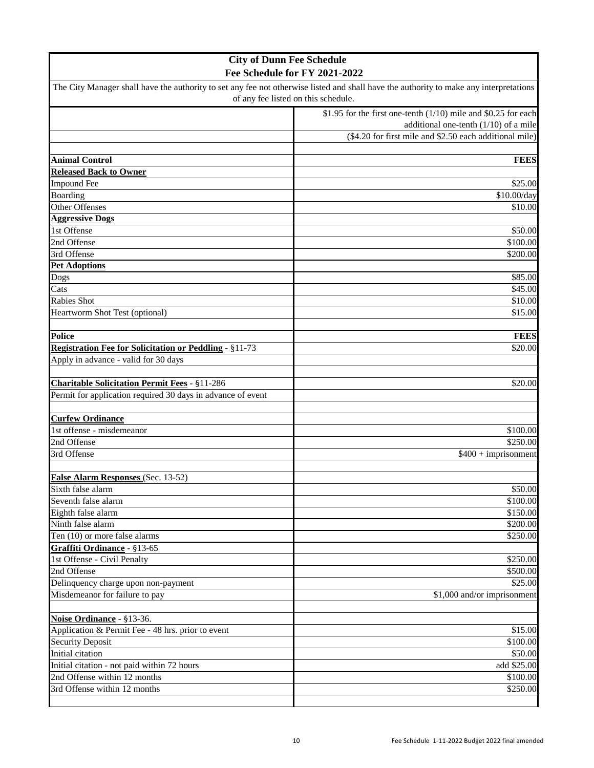# City of Dunn Fee Schedule

## Fee Schedule for FY 2021-2022

The City Manager shall have the authority to set any fee not otherwise listed and shall have the authority to make any interpretations of any fee listed on this schedule.

| | |
|---|---|
| | $1.95 for the first one-tenth (1/10) mile and $0.25 for each additional one-tenth (1/10) of a mile |
| | ($4.20 for first mile and $2.50 each additional mile) |
| | |
| **Animal Control** | **FEES** |
| **Released Back to Owner** | |
| Impound Fee | $25.00 |
| Boarding | $10.00/day |
| Other Offenses | $10.00 |
| **Aggressive Dogs** | |
| 1st Offense | $50.00 |
| 2nd Offense | $100.00 |
| 3rd Offense | $200.00 |
| **Pet Adoptions** | |
| Dogs | $85.00 |
| Cats | $45.00 |
| Rabies Shot | $10.00 |
| Heartworm Shot Test (optional) | $15.00 |
| | |
| **Police** | **FEES** |
| **Registration Fee for Solicitation or Peddling** - §11-73 | $20.00 |
| Apply in advance - valid for 30 days | |
| | |
| **Charitable Solicitation Permit Fees** - §11-286 | $20.00 |
| Permit for application required 30 days in advance of event | |
| | |
| **Curfew Ordinance** | |
| 1st offense - misdemeanor | $100.00 |
| 2nd Offense | $250.00 |
| 3rd Offense | $400 + imprisonment |
| | |
| **False Alarm Responses** (Sec. 13-52) | |
| Sixth false alarm | $50.00 |
| Seventh false alarm | $100.00 |
| Eighth false alarm | $150.00 |
| Ninth false alarm | $200.00 |
| Ten (10) or more false alarms | $250.00 |
| **Graffiti Ordinance** - §13-65 | |
| 1st Offense - Civil Penalty | $250.00 |
| 2nd Offense | $500.00 |
| Delinquency charge upon non-payment | $25.00 |
| Misdemeanor for failure to pay | $1,000 and/or imprisonment |
| | |
| **Noise Ordinance** - §13-36. | |
| Application & Permit Fee - 48 hrs. prior to event | $15.00 |
| Security Deposit | $100.00 |
| Initial citation | $50.00 |
| Initial citation - not paid within 72 hours | add $25.00 |
| 2nd Offense within 12 months | $100.00 |
| 3rd Offense within 12 months | $250.00 |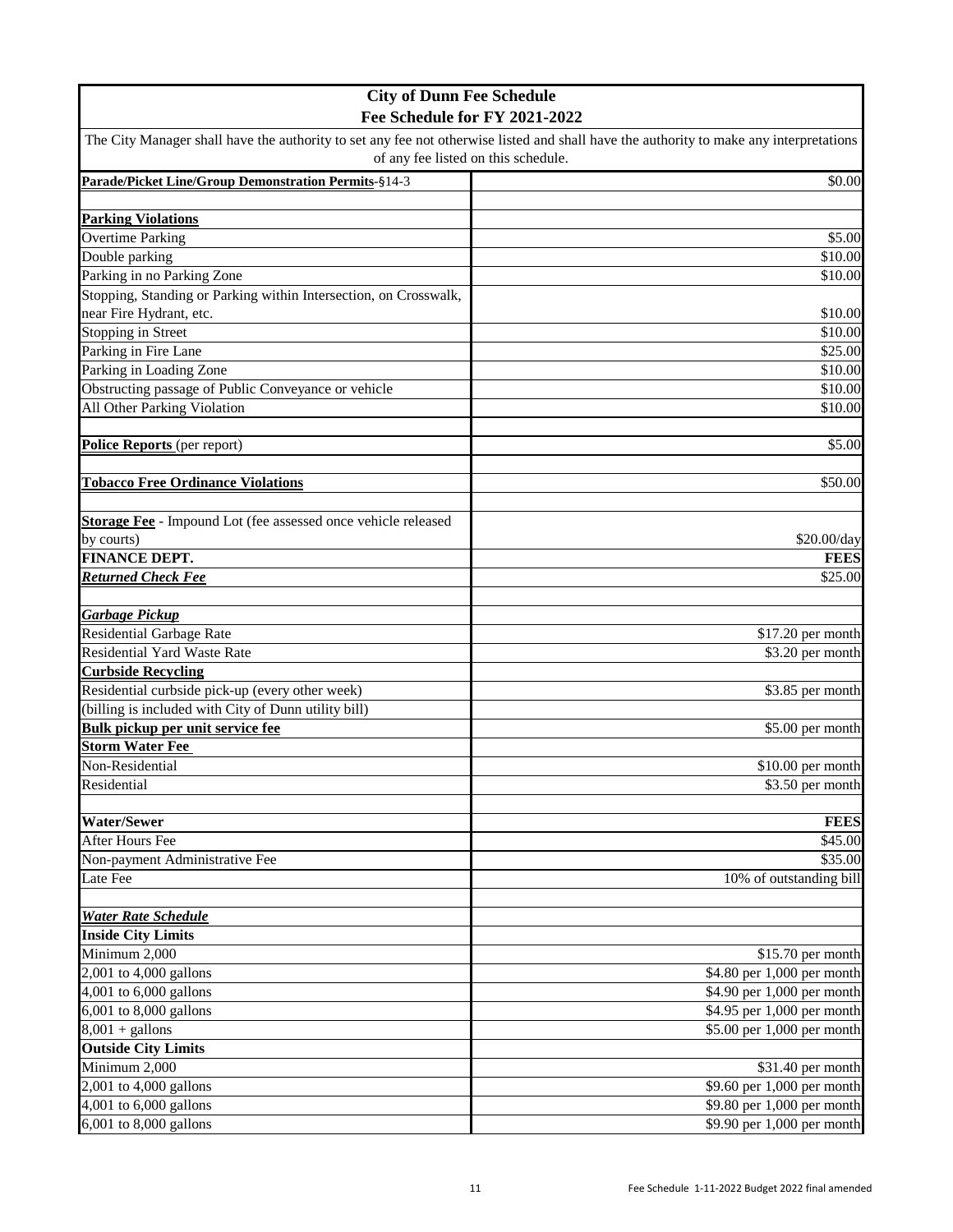# City of Dunn Fee Schedule

## Fee Schedule for FY 2021-2022

The City Manager shall have the authority to set any fee not otherwise listed and shall have the authority to make any interpretations of any fee listed on this schedule.

| | |
|---|---|
| **Parade/Picket Line/Group Demonstration Permits**-§14-3 | $0.00 |
| | |
| **Parking Violations** | |
| Overtime Parking | $5.00 |
| Double parking | $10.00 |
| Parking in no Parking Zone | $10.00 |
| Stopping, Standing or Parking within Intersection, on Crosswalk, near Fire Hydrant, etc. | $10.00 |
| Stopping in Street | $10.00 |
| Parking in Fire Lane | $25.00 |
| Parking in Loading Zone | $10.00 |
| Obstructing passage of Public Conveyance or vehicle | $10.00 |
| All Other Parking Violation | $10.00 |
| | |
| **Police Reports** (per report) | $5.00 |
| | |
| **Tobacco Free Ordinance Violations** | $50.00 |
| | |
| **Storage Fee** - Impound Lot (fee assessed once vehicle released by courts) | $20.00/day |
| **FINANCE DEPT.** | **FEES** |
| ***Returned Check Fee*** | $25.00 |
| | |
| ***Garbage Pickup*** | |
| Residential Garbage Rate | $17.20 per month |
| Residential Yard Waste Rate | $3.20 per month |
| **Curbside Recycling** | |
| Residential curbside pick-up (every other week) | $3.85 per month |
| (billing is included with City of Dunn utility bill) | |
| **Bulk pickup per unit service fee** | $5.00 per month |
| **Storm Water Fee** | |
| Non-Residential | $10.00 per month |
| Residential | $3.50 per month |
| | |
| **Water/Sewer** | **FEES** |
| After Hours Fee | $45.00 |
| Non-payment Administrative Fee | $35.00 |
| Late Fee | 10% of outstanding bill |
| | |
| ***Water Rate Schedule*** | |
| **Inside City Limits** | |
| Minimum 2,000 | $15.70 per month |
| 2,001 to 4,000 gallons | $4.80 per 1,000 per month |
| 4,001 to 6,000 gallons | $4.90 per 1,000 per month |
| 6,001 to 8,000 gallons | $4.95 per 1,000 per month |
| 8,001 + gallons | $5.00 per 1,000 per month |
| **Outside City Limits** | |
| Minimum 2,000 | $31.40 per month |
| 2,001 to 4,000 gallons | $9.60 per 1,000 per month |
| 4,001 to 6,000 gallons | $9.80 per 1,000 per month |
| 6,001 to 8,000 gallons | $9.90 per 1,000 per month |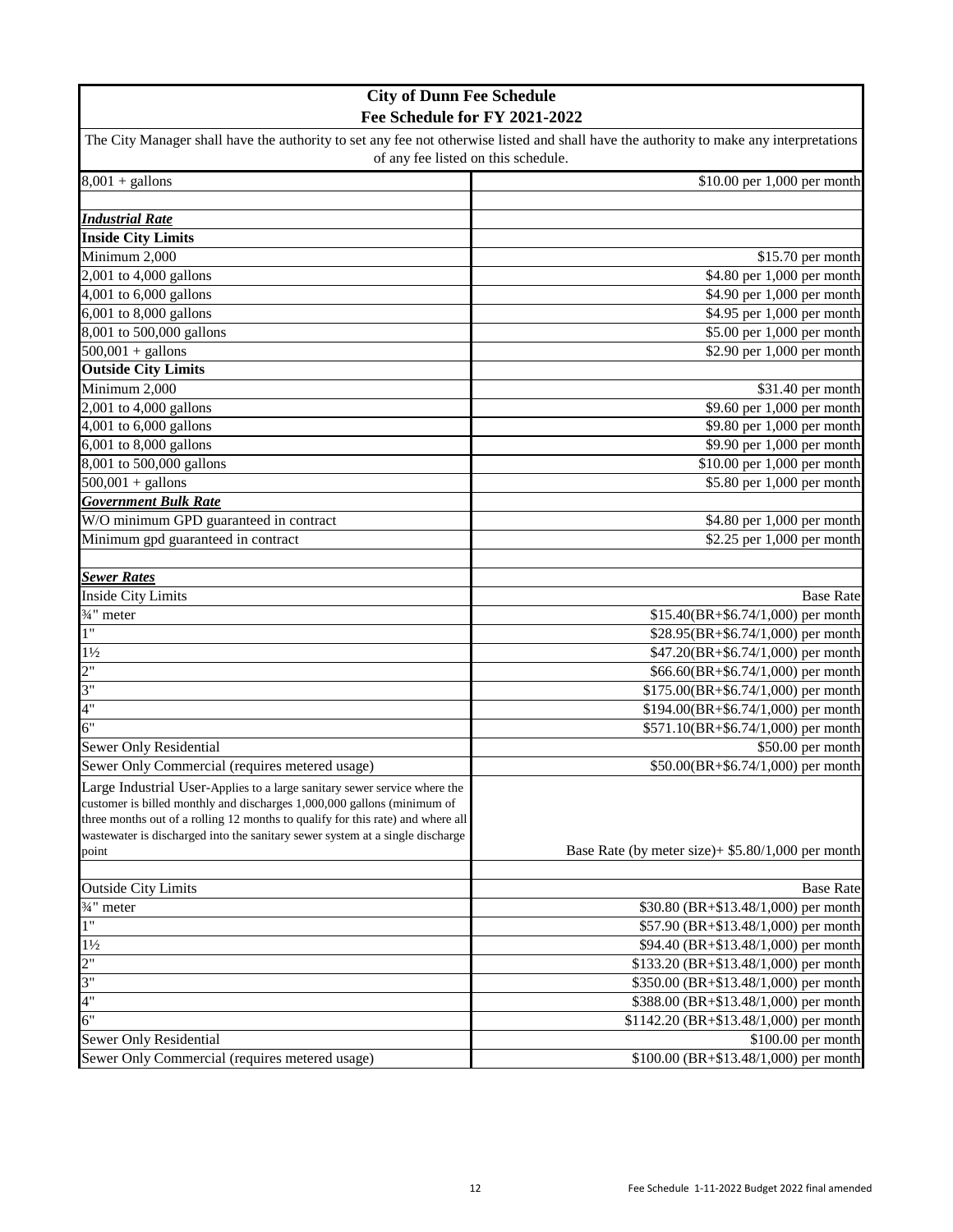## City of Dunn Fee Schedule
## Fee Schedule for FY 2021-2022

The City Manager shall have the authority to set any fee not otherwise listed and shall have the authority to make any interpretations of any fee listed on this schedule.

| | |
|---|---|
| 8,001 + gallons | $10.00 per 1,000 per month |
| | |
| ***Industrial Rate*** | |
| **Inside City Limits** | |
| Minimum 2,000 | $15.70 per month |
| 2,001 to 4,000 gallons | $4.80 per 1,000 per month |
| 4,001 to 6,000 gallons | $4.90 per 1,000 per month |
| 6,001 to 8,000 gallons | $4.95 per 1,000 per month |
| 8,001 to 500,000 gallons | $5.00 per 1,000 per month |
| 500,001 + gallons | $2.90 per 1,000 per month |
| **Outside City Limits** | |
| Minimum 2,000 | $31.40 per month |
| 2,001 to 4,000 gallons | $9.60 per 1,000 per month |
| 4,001 to 6,000 gallons | $9.80 per 1,000 per month |
| 6,001 to 8,000 gallons | $9.90 per 1,000 per month |
| 8,001 to 500,000 gallons | $10.00 per 1,000 per month |
| 500,001 + gallons | $5.80 per 1,000 per month |
| ***Government Bulk Rate*** | |
| W/O minimum GPD guaranteed in contract | $4.80 per 1,000 per month |
| Minimum gpd guaranteed in contract | $2.25 per 1,000 per month |
| | |
| ***Sewer Rates*** | |
| Inside City Limits | Base Rate |
| ¾" meter | $15.40(BR+$6.74/1,000) per month |
| 1" | $28.95(BR+$6.74/1,000) per month |
| 1½ | $47.20(BR+$6.74/1,000) per month |
| 2" | $66.60(BR+$6.74/1,000) per month |
| 3" | $175.00(BR+$6.74/1,000) per month |
| 4" | $194.00(BR+$6.74/1,000) per month |
| 6" | $571.10(BR+$6.74/1,000) per month |
| Sewer Only Residential | $50.00 per month |
| Sewer Only Commercial (requires metered usage) | $50.00(BR+$6.74/1,000) per month |
| Large Industrial User-Applies to a large sanitary sewer service where the customer is billed monthly and discharges 1,000,000 gallons (minimum of three months out of a rolling 12 months to qualify for this rate) and where all wastewater is discharged into the sanitary sewer system at a single discharge point | Base Rate (by meter size)+ $5.80/1,000 per month |
| | |
| Outside City Limits | Base Rate |
| ¾" meter | $30.80 (BR+$13.48/1,000) per month |
| 1" | $57.90 (BR+$13.48/1,000) per month |
| 1½ | $94.40 (BR+$13.48/1,000) per month |
| 2" | $133.20 (BR+$13.48/1,000) per month |
| 3" | $350.00 (BR+$13.48/1,000) per month |
| 4" | $388.00 (BR+$13.48/1,000) per month |
| 6" | $1142.20 (BR+$13.48/1,000) per month |
| Sewer Only Residential | $100.00 per month |
| Sewer Only Commercial (requires metered usage) | $100.00 (BR+$13.48/1,000) per month |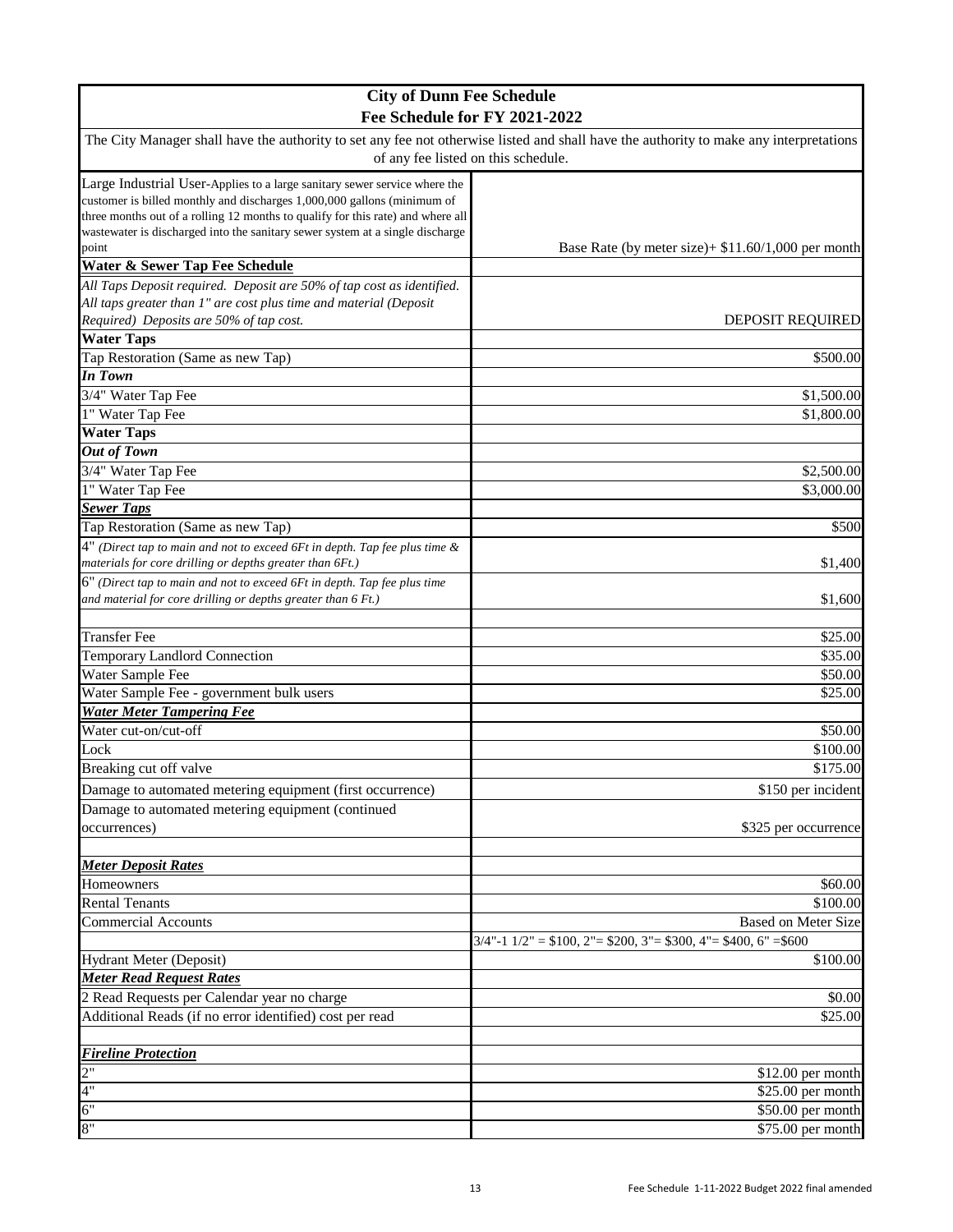# City of Dunn Fee Schedule

## Fee Schedule for FY 2021-2022

The City Manager shall have the authority to set any fee not otherwise listed and shall have the authority to make any interpretations of any fee listed on this schedule.

| | |
|---|---|
| Large Industrial User-Applies to a large sanitary sewer service where the customer is billed monthly and discharges 1,000,000 gallons (minimum of three months out of a rolling 12 months to qualify for this rate) and where all wastewater is discharged into the sanitary sewer system at a single discharge point | Base Rate (by meter size)+ $11.60/1,000 per month |
| **Water & Sewer Tap Fee Schedule** | |
| *All Taps Deposit required. Deposit are 50% of tap cost as identified. All taps greater than 1" are cost plus time and material (Deposit Required) Deposits are 50% of tap cost.* | DEPOSIT REQUIRED |
| **Water Taps** | |
| Tap Restoration (Same as new Tap) | $500.00 |
| ***In Town*** | |
| 3/4" Water Tap Fee | $1,500.00 |
| 1" Water Tap Fee | $1,800.00 |
| **Water Taps** | |
| ***Out of Town*** | |
| 3/4" Water Tap Fee | $2,500.00 |
| 1" Water Tap Fee | $3,000.00 |
| ***Sewer Taps*** | |
| Tap Restoration (Same as new Tap) | $500 |
| 4" *(Direct tap to main and not to exceed 6Ft in depth. Tap fee plus time & materials for core drilling or depths greater than 6Ft.)* | $1,400 |
| 6" *(Direct tap to main and not to exceed 6Ft in depth. Tap fee plus time and material for core drilling or depths greater than 6 Ft.)* | $1,600 |
| | |
| Transfer Fee | $25.00 |
| Temporary Landlord Connection | $35.00 |
| Water Sample Fee | $50.00 |
| Water Sample Fee - government bulk users | $25.00 |
| ***Water Meter Tampering Fee*** | |
| Water cut-on/cut-off | $50.00 |
| Lock | $100.00 |
| Breaking cut off valve | $175.00 |
| Damage to automated metering equipment (first occurrence) | $150 per incident |
| Damage to automated metering equipment (continued occurrences) | $325 per occurrence |
| | |
| ***Meter Deposit Rates*** | |
| Homeowners | $60.00 |
| Rental Tenants | $100.00 |
| Commercial Accounts | Based on Meter Size |
| | 3/4"-1 1/2" = $100, 2"= $200, 3"= $300, 4"= $400, 6" =$600 |
| Hydrant Meter (Deposit) | $100.00 |
| ***Meter Read Request Rates*** | |
| 2 Read Requests per Calendar year no charge | $0.00 |
| Additional Reads (if no error identified) cost per read | $25.00 |
| | |
| ***Fireline Protection*** | |
| 2" | $12.00 per month |
| 4" | $25.00 per month |
| 6" | $50.00 per month |
| 8" | $75.00 per month |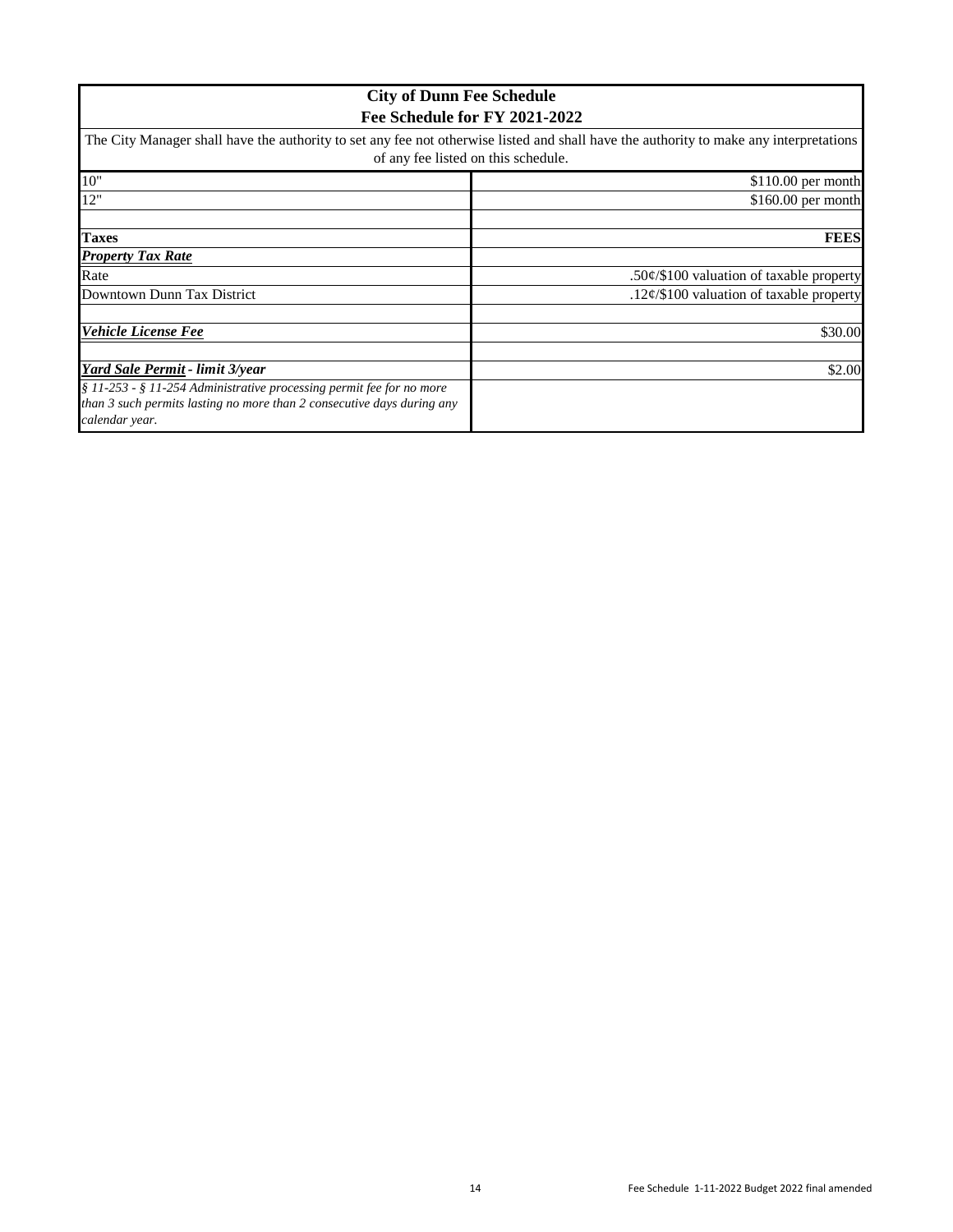## City of Dunn Fee Schedule
## Fee Schedule for FY 2021-2022

The City Manager shall have the authority to set any fee not otherwise listed and shall have the authority to make any interpretations of any fee listed on this schedule.

| | |
|---|---|
| 10" | $110.00 per month |
| 12" | $160.00 per month |
| | |
| **Taxes** | **FEES** |
| ***Property Tax Rate*** | |
| Rate | .50¢/$100 valuation of taxable property |
| Downtown Dunn Tax District | .12¢/$100 valuation of taxable property |
| | |
| ***Vehicle License Fee*** | $30.00 |
| | |
| ***Yard Sale Permit - limit 3/year*** | $2.00 |
| *§ 11-253 - § 11-254 Administrative processing permit fee for no more than 3 such permits lasting no more than 2 consecutive days during any calendar year.* | |